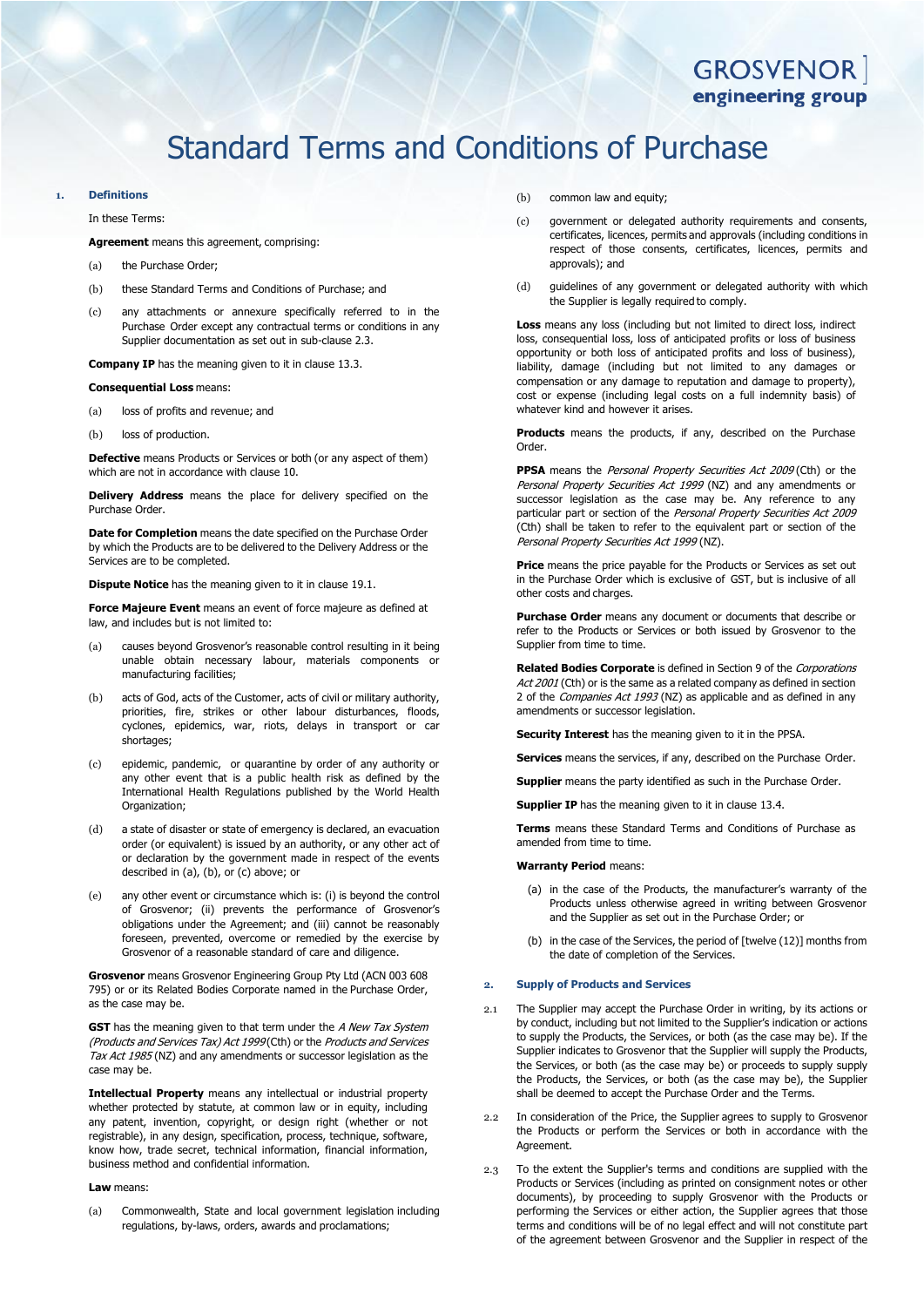GROSVENOR ]
engineering group

# Standard Terms and Conditions of Purchase

## 1. Definitions

In these Terms:

**Agreement** means this agreement, comprising:

(a) the Purchase Order;

(b) these Standard Terms and Conditions of Purchase; and

(c) any attachments or annexure specifically referred to in the Purchase Order except any contractual terms or conditions in any Supplier documentation as set out in sub-clause 2.3.

**Company IP** has the meaning given to it in clause 13.3.

**Consequential Loss** means:

(a) loss of profits and revenue; and

(b) loss of production.

**Defective** means Products or Services or both (or any aspect of them) which are not in accordance with clause 10.

**Delivery Address** means the place for delivery specified on the Purchase Order.

**Date for Completion** means the date specified on the Purchase Order by which the Products are to be delivered to the Delivery Address or the Services are to be completed.

**Dispute Notice** has the meaning given to it in clause 19.1.

**Force Majeure Event** means an event of force majeure as defined at law, and includes but is not limited to:

(a) causes beyond Grosvenor's reasonable control resulting in it being unable obtain necessary labour, materials components or manufacturing facilities;

(b) acts of God, acts of the Customer, acts of civil or military authority, priorities, fire, strikes or other labour disturbances, floods, cyclones, epidemics, war, riots, delays in transport or car shortages;

(c) epidemic, pandemic, or quarantine by order of any authority or any other event that is a public health risk as defined by the International Health Regulations published by the World Health Organization;

(d) a state of disaster or state of emergency is declared, an evacuation order (or equivalent) is issued by an authority, or any other act of or declaration by the government made in respect of the events described in (a), (b), or (c) above; or

(e) any other event or circumstance which is: (i) is beyond the control of Grosvenor; (ii) prevents the performance of Grosvenor's obligations under the Agreement; and (iii) cannot be reasonably foreseen, prevented, overcome or remedied by the exercise by Grosvenor of a reasonable standard of care and diligence.

**Grosvenor** means Grosvenor Engineering Group Pty Ltd (ACN 003 608 795) or or its Related Bodies Corporate named in the Purchase Order, as the case may be.

**GST** has the meaning given to that term under the *A New Tax System (Products and Services Tax) Act 1999* (Cth) or the *Products and Services Tax Act 1985* (NZ) and any amendments or successor legislation as the case may be.

**Intellectual Property** means any intellectual or industrial property whether protected by statute, at common law or in equity, including any patent, invention, copyright, or design right (whether or not registrable), in any design, specification, process, technique, software, know how, trade secret, technical information, financial information, business method and confidential information.

**Law** means:

(a) Commonwealth, State and local government legislation including regulations, by-laws, orders, awards and proclamations;

(b) common law and equity;

(c) government or delegated authority requirements and consents, certificates, licences, permits and approvals (including conditions in respect of those consents, certificates, licences, permits and approvals); and

(d) guidelines of any government or delegated authority with which the Supplier is legally required to comply.

**Loss** means any loss (including but not limited to direct loss, indirect loss, consequential loss, loss of anticipated profits or loss of business opportunity or both loss of anticipated profits and loss of business), liability, damage (including but not limited to any damages or compensation or any damage to reputation and damage to property), cost or expense (including legal costs on a full indemnity basis) of whatever kind and however it arises.

**Products** means the products, if any, described on the Purchase Order.

**PPSA** means the *Personal Property Securities Act 2009* (Cth) or the *Personal Property Securities Act 1999* (NZ) and any amendments or successor legislation as the case may be. Any reference to any particular part or section of the *Personal Property Securities Act 2009* (Cth) shall be taken to refer to the equivalent part or section of the *Personal Property Securities Act 1999* (NZ).

**Price** means the price payable for the Products or Services as set out in the Purchase Order which is exclusive of GST, but is inclusive of all other costs and charges.

**Purchase Order** means any document or documents that describe or refer to the Products or Services or both issued by Grosvenor to the Supplier from time to time.

**Related Bodies Corporate** is defined in Section 9 of the *Corporations Act 2001* (Cth) or is the same as a related company as defined in section 2 of the *Companies Act 1993* (NZ) as applicable and as defined in any amendments or successor legislation.

**Security Interest** has the meaning given to it in the PPSA.

**Services** means the services, if any, described on the Purchase Order.

**Supplier** means the party identified as such in the Purchase Order.

**Supplier IP** has the meaning given to it in clause 13.4.

**Terms** means these Standard Terms and Conditions of Purchase as amended from time to time.

**Warranty Period** means:

(a) in the case of the Products, the manufacturer's warranty of the Products unless otherwise agreed in writing between Grosvenor and the Supplier as set out in the Purchase Order; or

(b) in the case of the Services, the period of [twelve (12)] months from the date of completion of the Services.

## 2. Supply of Products and Services

2.1 The Supplier may accept the Purchase Order in writing, by its actions or by conduct, including but not limited to the Supplier's indication or actions to supply the Products, the Services, or both (as the case may be). If the Supplier indicates to Grosvenor that the Supplier will supply the Products, the Services, or both (as the case may be) or proceeds to supply supply the Products, the Services, or both (as the case may be), the Supplier shall be deemed to accept the Purchase Order and the Terms.

2.2 In consideration of the Price, the Supplier agrees to supply to Grosvenor the Products or perform the Services or both in accordance with the Agreement.

2.3 To the extent the Supplier's terms and conditions are supplied with the Products or Services (including as printed on consignment notes or other documents), by proceeding to supply Grosvenor with the Products or performing the Services or either action, the Supplier agrees that those terms and conditions will be of no legal effect and will not constitute part of the agreement between Grosvenor and the Supplier in respect of the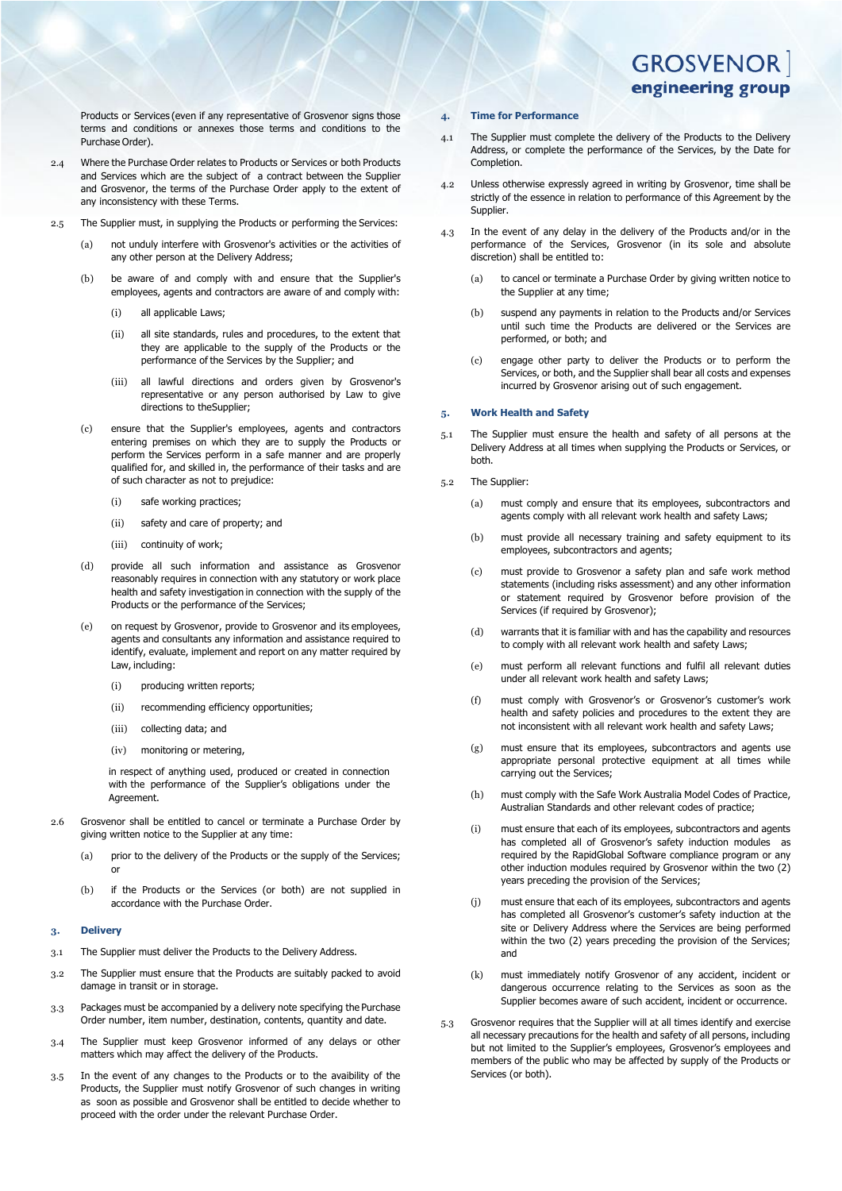Products or Services (even if any representative of Grosvenor signs those terms and conditions or annexes those terms and conditions to the Purchase Order).

2.4 Where the Purchase Order relates to Products or Services or both Products and Services which are the subject of a contract between the Supplier and Grosvenor, the terms of the Purchase Order apply to the extent of any inconsistency with these Terms.

2.5 The Supplier must, in supplying the Products or performing the Services:

(a) not unduly interfere with Grosvenor's activities or the activities of any other person at the Delivery Address;

(b) be aware of and comply with and ensure that the Supplier's employees, agents and contractors are aware of and comply with:

(i) all applicable Laws;

(ii) all site standards, rules and procedures, to the extent that they are applicable to the supply of the Products or the performance of the Services by the Supplier; and

(iii) all lawful directions and orders given by Grosvenor's representative or any person authorised by Law to give directions to theSupplier;

(c) ensure that the Supplier's employees, agents and contractors entering premises on which they are to supply the Products or perform the Services perform in a safe manner and are properly qualified for, and skilled in, the performance of their tasks and are of such character as not to prejudice:

(i) safe working practices;

(ii) safety and care of property; and

(iii) continuity of work;

(d) provide all such information and assistance as Grosvenor reasonably requires in connection with any statutory or work place health and safety investigation in connection with the supply of the Products or the performance of the Services;

(e) on request by Grosvenor, provide to Grosvenor and its employees, agents and consultants any information and assistance required to identify, evaluate, implement and report on any matter required by Law, including:

(i) producing written reports;

(ii) recommending efficiency opportunities;

(iii) collecting data; and

(iv) monitoring or metering,

in respect of anything used, produced or created in connection with the performance of the Supplier's obligations under the Agreement.

2.6 Grosvenor shall be entitled to cancel or terminate a Purchase Order by giving written notice to the Supplier at any time:

(a) prior to the delivery of the Products or the supply of the Services; or

(b) if the Products or the Services (or both) are not supplied in accordance with the Purchase Order.

## 3. Delivery

3.1 The Supplier must deliver the Products to the Delivery Address.

3.2 The Supplier must ensure that the Products are suitably packed to avoid damage in transit or in storage.

3.3 Packages must be accompanied by a delivery note specifying the Purchase Order number, item number, destination, contents, quantity and date.

3.4 The Supplier must keep Grosvenor informed of any delays or other matters which may affect the delivery of the Products.

3.5 In the event of any changes to the Products or to the avaibility of the Products, the Supplier must notify Grosvenor of such changes in writing as soon as possible and Grosvenor shall be entitled to decide whether to proceed with the order under the relevant Purchase Order.

## 4. Time for Performance

4.1 The Supplier must complete the delivery of the Products to the Delivery Address, or complete the performance of the Services, by the Date for Completion.

4.2 Unless otherwise expressly agreed in writing by Grosvenor, time shall be strictly of the essence in relation to performance of this Agreement by the Supplier.

4.3 In the event of any delay in the delivery of the Products and/or in the performance of the Services, Grosvenor (in its sole and absolute discretion) shall be entitled to:

(a) to cancel or terminate a Purchase Order by giving written notice to the Supplier at any time;

(b) suspend any payments in relation to the Products and/or Services until such time the Products are delivered or the Services are performed, or both; and

(c) engage other party to deliver the Products or to perform the Services, or both, and the Supplier shall bear all costs and expenses incurred by Grosvenor arising out of such engagement.

## 5. Work Health and Safety

5.1 The Supplier must ensure the health and safety of all persons at the Delivery Address at all times when supplying the Products or Services, or both.

5.2 The Supplier:

(a) must comply and ensure that its employees, subcontractors and agents comply with all relevant work health and safety Laws;

(b) must provide all necessary training and safety equipment to its employees, subcontractors and agents;

(c) must provide to Grosvenor a safety plan and safe work method statements (including risks assessment) and any other information or statement required by Grosvenor before provision of the Services (if required by Grosvenor);

(d) warrants that it is familiar with and has the capability and resources to comply with all relevant work health and safety Laws;

(e) must perform all relevant functions and fulfil all relevant duties under all relevant work health and safety Laws;

(f) must comply with Grosvenor's or Grosvenor's customer's work health and safety policies and procedures to the extent they are not inconsistent with all relevant work health and safety Laws;

(g) must ensure that its employees, subcontractors and agents use appropriate personal protective equipment at all times while carrying out the Services;

(h) must comply with the Safe Work Australia Model Codes of Practice, Australian Standards and other relevant codes of practice;

(i) must ensure that each of its employees, subcontractors and agents has completed all of Grosvenor's safety induction modules as required by the RapidGlobal Software compliance program or any other induction modules required by Grosvenor within the two (2) years preceding the provision of the Services;

(j) must ensure that each of its employees, subcontractors and agents has completed all Grosvenor's customer's safety induction at the site or Delivery Address where the Services are being performed within the two (2) years preceding the provision of the Services; and

(k) must immediately notify Grosvenor of any accident, incident or dangerous occurrence relating to the Services as soon as the Supplier becomes aware of such accident, incident or occurrence.

5.3 Grosvenor requires that the Supplier will at all times identify and exercise all necessary precautions for the health and safety of all persons, including but not limited to the Supplier's employees, Grosvenor's employees and members of the public who may be affected by supply of the Products or Services (or both).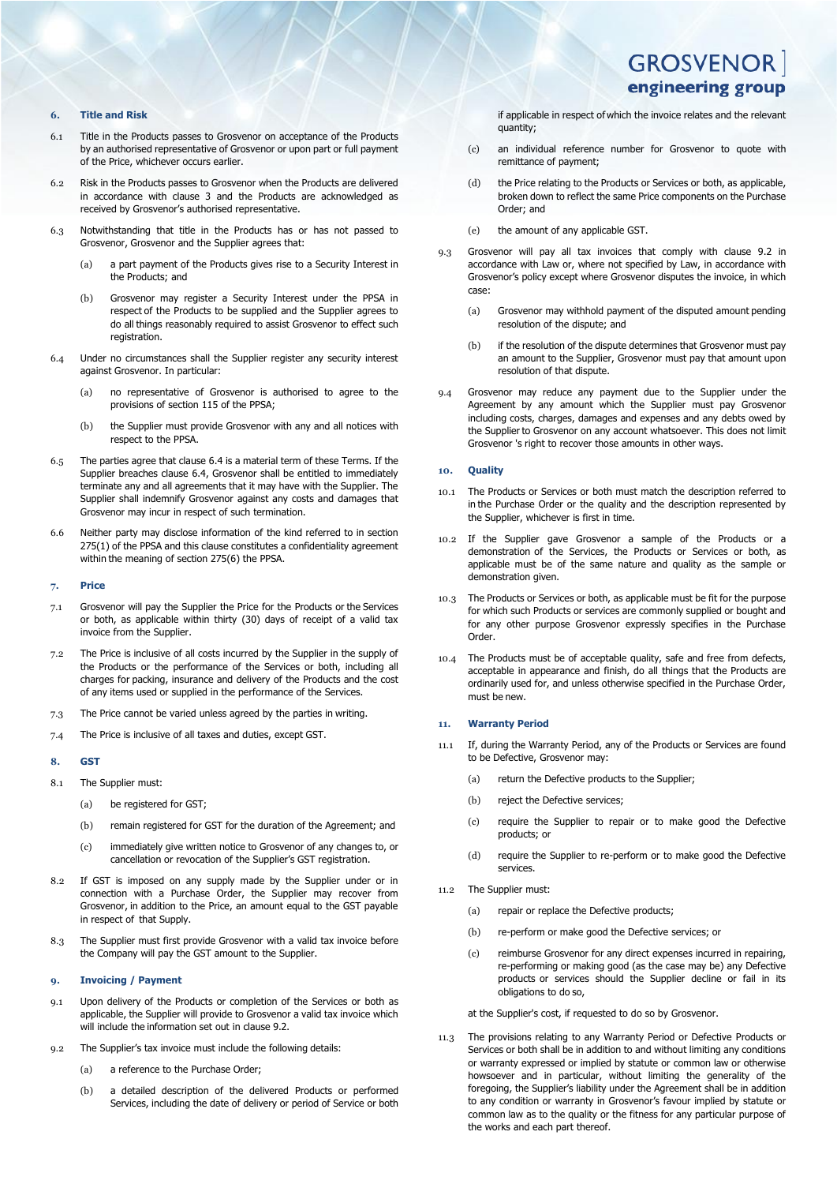## 6. Title and Risk

6.1 Title in the Products passes to Grosvenor on acceptance of the Products by an authorised representative of Grosvenor or upon part or full payment of the Price, whichever occurs earlier.

6.2 Risk in the Products passes to Grosvenor when the Products are delivered in accordance with clause 3 and the Products are acknowledged as received by Grosvenor's authorised representative.

6.3 Notwithstanding that title in the Products has or has not passed to Grosvenor, Grosvenor and the Supplier agrees that:

(a) a part payment of the Products gives rise to a Security Interest in the Products; and

(b) Grosvenor may register a Security Interest under the PPSA in respect of the Products to be supplied and the Supplier agrees to do all things reasonably required to assist Grosvenor to effect such registration.

6.4 Under no circumstances shall the Supplier register any security interest against Grosvenor. In particular:

(a) no representative of Grosvenor is authorised to agree to the provisions of section 115 of the PPSA;

(b) the Supplier must provide Grosvenor with any and all notices with respect to the PPSA.

6.5 The parties agree that clause 6.4 is a material term of these Terms. If the Supplier breaches clause 6.4, Grosvenor shall be entitled to immediately terminate any and all agreements that it may have with the Supplier. The Supplier shall indemnify Grosvenor against any costs and damages that Grosvenor may incur in respect of such termination.

6.6 Neither party may disclose information of the kind referred to in section 275(1) of the PPSA and this clause constitutes a confidentiality agreement within the meaning of section 275(6) the PPSA.

## 7. Price

7.1 Grosvenor will pay the Supplier the Price for the Products or the Services or both, as applicable within thirty (30) days of receipt of a valid tax invoice from the Supplier.

7.2 The Price is inclusive of all costs incurred by the Supplier in the supply of the Products or the performance of the Services or both, including all charges for packing, insurance and delivery of the Products and the cost of any items used or supplied in the performance of the Services.

7.3 The Price cannot be varied unless agreed by the parties in writing.

7.4 The Price is inclusive of all taxes and duties, except GST.

## 8. GST

8.1 The Supplier must:

(a) be registered for GST;

(b) remain registered for GST for the duration of the Agreement; and

(c) immediately give written notice to Grosvenor of any changes to, or cancellation or revocation of the Supplier's GST registration.

8.2 If GST is imposed on any supply made by the Supplier under or in connection with a Purchase Order, the Supplier may recover from Grosvenor, in addition to the Price, an amount equal to the GST payable in respect of that Supply.

8.3 The Supplier must first provide Grosvenor with a valid tax invoice before the Company will pay the GST amount to the Supplier.

## 9. Invoicing / Payment

9.1 Upon delivery of the Products or completion of the Services or both as applicable, the Supplier will provide to Grosvenor a valid tax invoice which will include the information set out in clause 9.2.

9.2 The Supplier's tax invoice must include the following details:

(a) a reference to the Purchase Order;

(b) a detailed description of the delivered Products or performed Services, including the date of delivery or period of Service or both if applicable in respect of which the invoice relates and the relevant quantity;

(c) an individual reference number for Grosvenor to quote with remittance of payment;

(d) the Price relating to the Products or Services or both, as applicable, broken down to reflect the same Price components on the Purchase Order; and

(e) the amount of any applicable GST.

9.3 Grosvenor will pay all tax invoices that comply with clause 9.2 in accordance with Law or, where not specified by Law, in accordance with Grosvenor's policy except where Grosvenor disputes the invoice, in which case:

(a) Grosvenor may withhold payment of the disputed amount pending resolution of the dispute; and

(b) if the resolution of the dispute determines that Grosvenor must pay an amount to the Supplier, Grosvenor must pay that amount upon resolution of that dispute.

9.4 Grosvenor may reduce any payment due to the Supplier under the Agreement by any amount which the Supplier must pay Grosvenor including costs, charges, damages and expenses and any debts owed by the Supplier to Grosvenor on any account whatsoever. This does not limit Grosvenor 's right to recover those amounts in other ways.

## 10. Quality

10.1 The Products or Services or both must match the description referred to in the Purchase Order or the quality and the description represented by the Supplier, whichever is first in time.

10.2 If the Supplier gave Grosvenor a sample of the Products or a demonstration of the Services, the Products or Services or both, as applicable must be of the same nature and quality as the sample or demonstration given.

10.3 The Products or Services or both, as applicable must be fit for the purpose for which such Products or services are commonly supplied or bought and for any other purpose Grosvenor expressly specifies in the Purchase Order.

10.4 The Products must be of acceptable quality, safe and free from defects, acceptable in appearance and finish, do all things that the Products are ordinarily used for, and unless otherwise specified in the Purchase Order, must be new.

## 11. Warranty Period

11.1 If, during the Warranty Period, any of the Products or Services are found to be Defective, Grosvenor may:

(a) return the Defective products to the Supplier;

(b) reject the Defective services;

(c) require the Supplier to repair or to make good the Defective products; or

(d) require the Supplier to re-perform or to make good the Defective services.

11.2 The Supplier must:

(a) repair or replace the Defective products;

(b) re-perform or make good the Defective services; or

(c) reimburse Grosvenor for any direct expenses incurred in repairing, re-performing or making good (as the case may be) any Defective products or services should the Supplier decline or fail in its obligations to do so,

at the Supplier's cost, if requested to do so by Grosvenor.

11.3 The provisions relating to any Warranty Period or Defective Products or Services or both shall be in addition to and without limiting any conditions or warranty expressed or implied by statute or common law or otherwise howsoever and in particular, without limiting the generality of the foregoing, the Supplier's liability under the Agreement shall be in addition to any condition or warranty in Grosvenor's favour implied by statute or common law as to the quality or the fitness for any particular purpose of the works and each part thereof.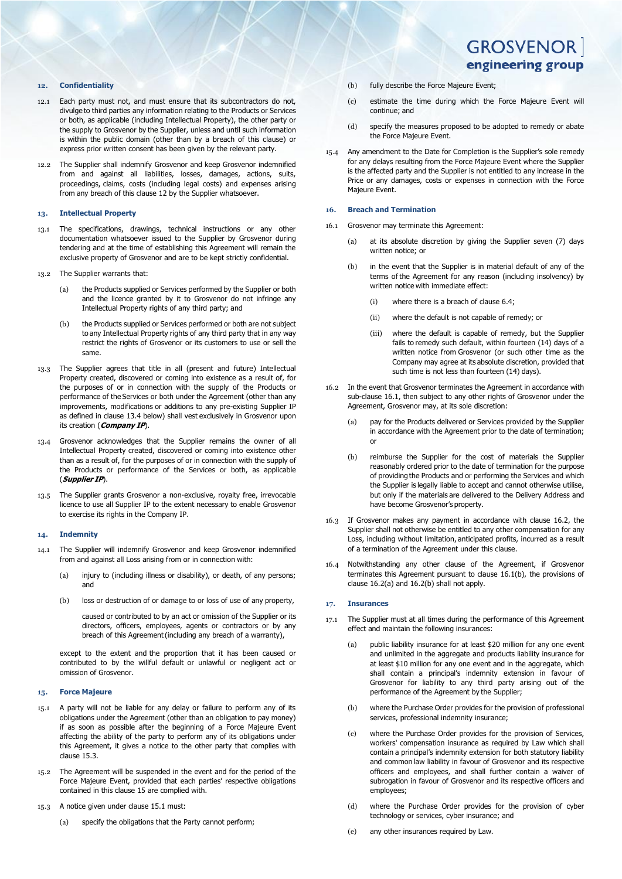## 12. Confidentiality

12.1 Each party must not, and must ensure that its subcontractors do not, divulge to third parties any information relating to the Products or Services or both, as applicable (including Intellectual Property), the other party or the supply to Grosvenor by the Supplier, unless and until such information is within the public domain (other than by a breach of this clause) or express prior written consent has been given by the relevant party.

12.2 The Supplier shall indemnify Grosvenor and keep Grosvenor indemnified from and against all liabilities, losses, damages, actions, suits, proceedings, claims, costs (including legal costs) and expenses arising from any breach of this clause 12 by the Supplier whatsoever.

## 13. Intellectual Property

13.1 The specifications, drawings, technical instructions or any other documentation whatsoever issued to the Supplier by Grosvenor during tendering and at the time of establishing this Agreement will remain the exclusive property of Grosvenor and are to be kept strictly confidential.

13.2 The Supplier warrants that:

(a) the Products supplied or Services performed by the Supplier or both and the licence granted by it to Grosvenor do not infringe any Intellectual Property rights of any third party; and

(b) the Products supplied or Services performed or both are not subject to any Intellectual Property rights of any third party that in any way restrict the rights of Grosvenor or its customers to use or sell the same.

13.3 The Supplier agrees that title in all (present and future) Intellectual Property created, discovered or coming into existence as a result of, for the purposes of or in connection with the supply of the Products or performance of the Services or both under the Agreement (other than any improvements, modifications or additions to any pre-existing Supplier IP as defined in clause 13.4 below) shall vest exclusively in Grosvenor upon its creation (***Company IP***).

13.4 Grosvenor acknowledges that the Supplier remains the owner of all Intellectual Property created, discovered or coming into existence other than as a result of, for the purposes of or in connection with the supply of the Products or performance of the Services or both, as applicable (***Supplier IP***).

13.5 The Supplier grants Grosvenor a non-exclusive, royalty free, irrevocable licence to use all Supplier IP to the extent necessary to enable Grosvenor to exercise its rights in the Company IP.

## 14. Indemnity

14.1 The Supplier will indemnify Grosvenor and keep Grosvenor indemnified from and against all Loss arising from or in connection with:

(a) injury to (including illness or disability), or death, of any persons; and

(b) loss or destruction of or damage to or loss of use of any property,

caused or contributed to by an act or omission of the Supplier or its directors, officers, employees, agents or contractors or by any breach of this Agreement (including any breach of a warranty),

except to the extent and the proportion that it has been caused or contributed to by the willful default or unlawful or negligent act or omission of Grosvenor.

## 15. Force Majeure

15.1 A party will not be liable for any delay or failure to perform any of its obligations under the Agreement (other than an obligation to pay money) if as soon as possible after the beginning of a Force Majeure Event affecting the ability of the party to perform any of its obligations under this Agreement, it gives a notice to the other party that complies with clause 15.3.

15.2 The Agreement will be suspended in the event and for the period of the Force Majeure Event, provided that each parties' respective obligations contained in this clause 15 are complied with.

15.3 A notice given under clause 15.1 must:

(a) specify the obligations that the Party cannot perform;

(b) fully describe the Force Majeure Event;

(c) estimate the time during which the Force Majeure Event will continue; and

(d) specify the measures proposed to be adopted to remedy or abate the Force Majeure Event.

15.4 Any amendment to the Date for Completion is the Supplier's sole remedy for any delays resulting from the Force Majeure Event where the Supplier is the affected party and the Supplier is not entitled to any increase in the Price or any damages, costs or expenses in connection with the Force Majeure Event.

## 16. Breach and Termination

16.1 Grosvenor may terminate this Agreement:

(a) at its absolute discretion by giving the Supplier seven (7) days written notice; or

(b) in the event that the Supplier is in material default of any of the terms of the Agreement for any reason (including insolvency) by written notice with immediate effect:

(i) where there is a breach of clause 6.4;

(ii) where the default is not capable of remedy; or

(iii) where the default is capable of remedy, but the Supplier fails to remedy such default, within fourteen (14) days of a written notice from Grosvenor (or such other time as the Company may agree at its absolute discretion, provided that such time is not less than fourteen (14) days).

16.2 In the event that Grosvenor terminates the Agreement in accordance with sub-clause 16.1, then subject to any other rights of Grosvenor under the Agreement, Grosvenor may, at its sole discretion:

(a) pay for the Products delivered or Services provided by the Supplier in accordance with the Agreement prior to the date of termination; or

(b) reimburse the Supplier for the cost of materials the Supplier reasonably ordered prior to the date of termination for the purpose of providing the Products and or performing the Services and which the Supplier is legally liable to accept and cannot otherwise utilise, but only if the materials are delivered to the Delivery Address and have become Grosvenor's property.

16.3 If Grosvenor makes any payment in accordance with clause 16.2, the Supplier shall not otherwise be entitled to any other compensation for any Loss, including without limitation, anticipated profits, incurred as a result of a termination of the Agreement under this clause.

16.4 Notwithstanding any other clause of the Agreement, if Grosvenor terminates this Agreement pursuant to clause 16.1(b), the provisions of clause 16.2(a) and 16.2(b) shall not apply.

## 17. Insurances

17.1 The Supplier must at all times during the performance of this Agreement effect and maintain the following insurances:

(a) public liability insurance for at least $20 million for any one event and unlimited in the aggregate and products liability insurance for at least $10 million for any one event and in the aggregate, which shall contain a principal's indemnity extension in favour of Grosvenor for liability to any third party arising out of the performance of the Agreement by the Supplier;

(b) where the Purchase Order provides for the provision of professional services, professional indemnity insurance;

(c) where the Purchase Order provides for the provision of Services, workers' compensation insurance as required by Law which shall contain a principal's indemnity extension for both statutory liability and common law liability in favour of Grosvenor and its respective officers and employees, and shall further contain a waiver of subrogation in favour of Grosvenor and its respective officers and employees;

(d) where the Purchase Order provides for the provision of cyber technology or services, cyber insurance; and

(e) any other insurances required by Law.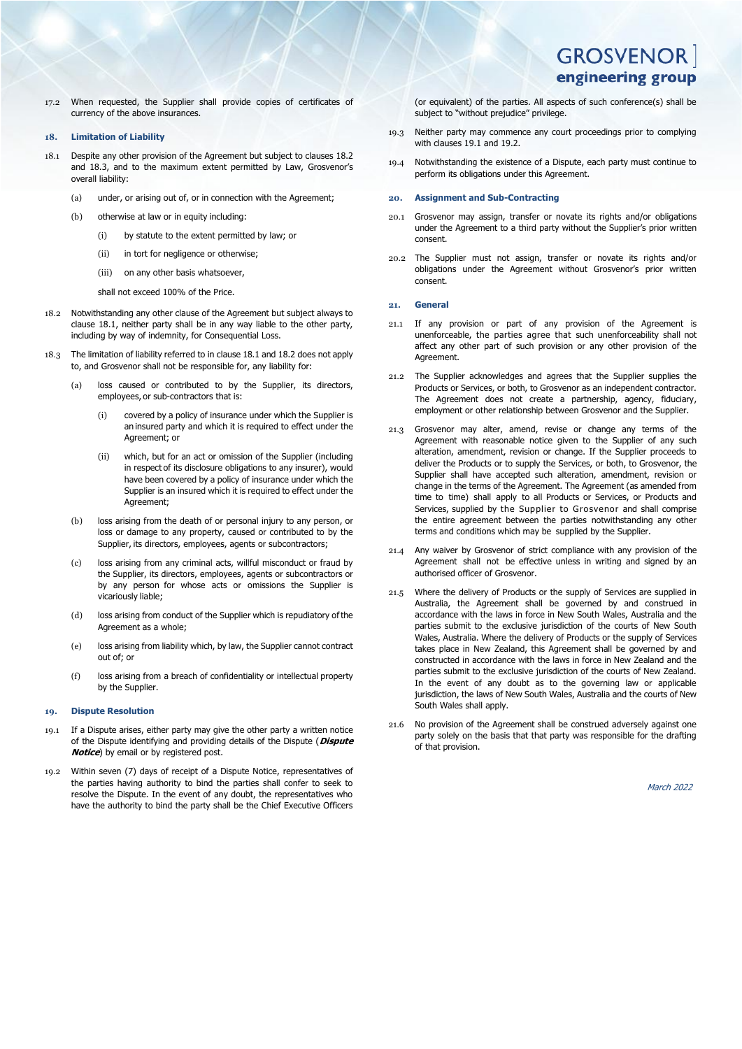17.2 When requested, the Supplier shall provide copies of certificates of currency of the above insurances.

## 18. Limitation of Liability

18.1 Despite any other provision of the Agreement but subject to clauses 18.2 and 18.3, and to the maximum extent permitted by Law, Grosvenor's overall liability:

(a) under, or arising out of, or in connection with the Agreement;

(b) otherwise at law or in equity including:

(i) by statute to the extent permitted by law; or

(ii) in tort for negligence or otherwise;

(iii) on any other basis whatsoever,

shall not exceed 100% of the Price.

18.2 Notwithstanding any other clause of the Agreement but subject always to clause 18.1, neither party shall be in any way liable to the other party, including by way of indemnity, for Consequential Loss.

18.3 The limitation of liability referred to in clause 18.1 and 18.2 does not apply to, and Grosvenor shall not be responsible for, any liability for:

(a) loss caused or contributed to by the Supplier, its directors, employees, or sub-contractors that is:

(i) covered by a policy of insurance under which the Supplier is an insured party and which it is required to effect under the Agreement; or

(ii) which, but for an act or omission of the Supplier (including in respect of its disclosure obligations to any insurer), would have been covered by a policy of insurance under which the Supplier is an insured which it is required to effect under the Agreement;

(b) loss arising from the death of or personal injury to any person, or loss or damage to any property, caused or contributed to by the Supplier, its directors, employees, agents or subcontractors;

(c) loss arising from any criminal acts, willful misconduct or fraud by the Supplier, its directors, employees, agents or subcontractors or by any person for whose acts or omissions the Supplier is vicariously liable;

(d) loss arising from conduct of the Supplier which is repudiatory of the Agreement as a whole;

(e) loss arising from liability which, by law, the Supplier cannot contract out of; or

(f) loss arising from a breach of confidentiality or intellectual property by the Supplier.

## 19. Dispute Resolution

19.1 If a Dispute arises, either party may give the other party a written notice of the Dispute identifying and providing details of the Dispute (***Dispute Notice***) by email or by registered post.

19.2 Within seven (7) days of receipt of a Dispute Notice, representatives of the parties having authority to bind the parties shall confer to seek to resolve the Dispute. In the event of any doubt, the representatives who have the authority to bind the party shall be the Chief Executive Officers (or equivalent) of the parties. All aspects of such conference(s) shall be subject to "without prejudice" privilege.

19.3 Neither party may commence any court proceedings prior to complying with clauses 19.1 and 19.2.

19.4 Notwithstanding the existence of a Dispute, each party must continue to perform its obligations under this Agreement.

## 20. Assignment and Sub-Contracting

20.1 Grosvenor may assign, transfer or novate its rights and/or obligations under the Agreement to a third party without the Supplier's prior written consent.

20.2 The Supplier must not assign, transfer or novate its rights and/or obligations under the Agreement without Grosvenor's prior written consent.

## 21. General

21.1 If any provision or part of any provision of the Agreement is unenforceable, the parties agree that such unenforceability shall not affect any other part of such provision or any other provision of the Agreement.

21.2 The Supplier acknowledges and agrees that the Supplier supplies the Products or Services, or both, to Grosvenor as an independent contractor. The Agreement does not create a partnership, agency, fiduciary, employment or other relationship between Grosvenor and the Supplier.

21.3 Grosvenor may alter, amend, revise or change any terms of the Agreement with reasonable notice given to the Supplier of any such alteration, amendment, revision or change. If the Supplier proceeds to deliver the Products or to supply the Services, or both, to Grosvenor, the Supplier shall have accepted such alteration, amendment, revision or change in the terms of the Agreement. The Agreement (as amended from time to time) shall apply to all Products or Services, or Products and Services, supplied by the Supplier to Grosvenor and shall comprise the entire agreement between the parties notwithstanding any other terms and conditions which may be supplied by the Supplier.

21.4 Any waiver by Grosvenor of strict compliance with any provision of the Agreement shall not be effective unless in writing and signed by an authorised officer of Grosvenor.

21.5 Where the delivery of Products or the supply of Services are supplied in Australia, the Agreement shall be governed by and construed in accordance with the laws in force in New South Wales, Australia and the parties submit to the exclusive jurisdiction of the courts of New South Wales, Australia. Where the delivery of Products or the supply of Services takes place in New Zealand, this Agreement shall be governed by and constructed in accordance with the laws in force in New Zealand and the parties submit to the exclusive jurisdiction of the courts of New Zealand. In the event of any doubt as to the governing law or applicable jurisdiction, the laws of New South Wales, Australia and the courts of New South Wales shall apply.

21.6 No provision of the Agreement shall be construed adversely against one party solely on the basis that that party was responsible for the drafting of that provision.

*March 2022*